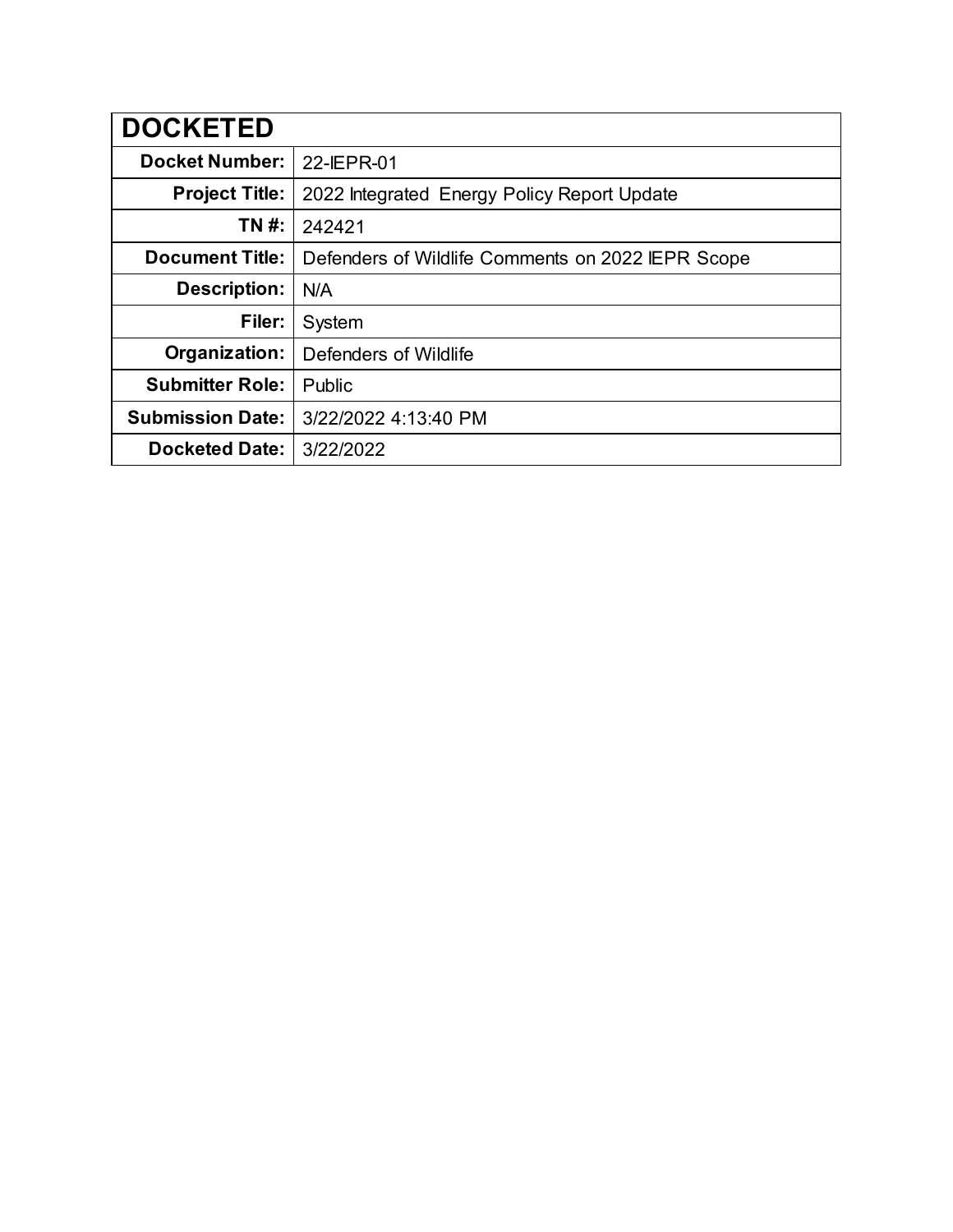| DOCKETED | |
|---|---|
| **Docket Number:** | 22-IEPR-01 |
| **Project Title:** | 2022 Integrated Energy Policy Report Update |
| **TN #:** | 242421 |
| **Document Title:** | Defenders of Wildlife Comments on 2022 IEPR Scope |
| **Description:** | N/A |
| **Filer:** | System |
| **Organization:** | Defenders of Wildlife |
| **Submitter Role:** | Public |
| **Submission Date:** | 3/22/2022 4:13:40 PM |
| **Docketed Date:** | 3/22/2022 |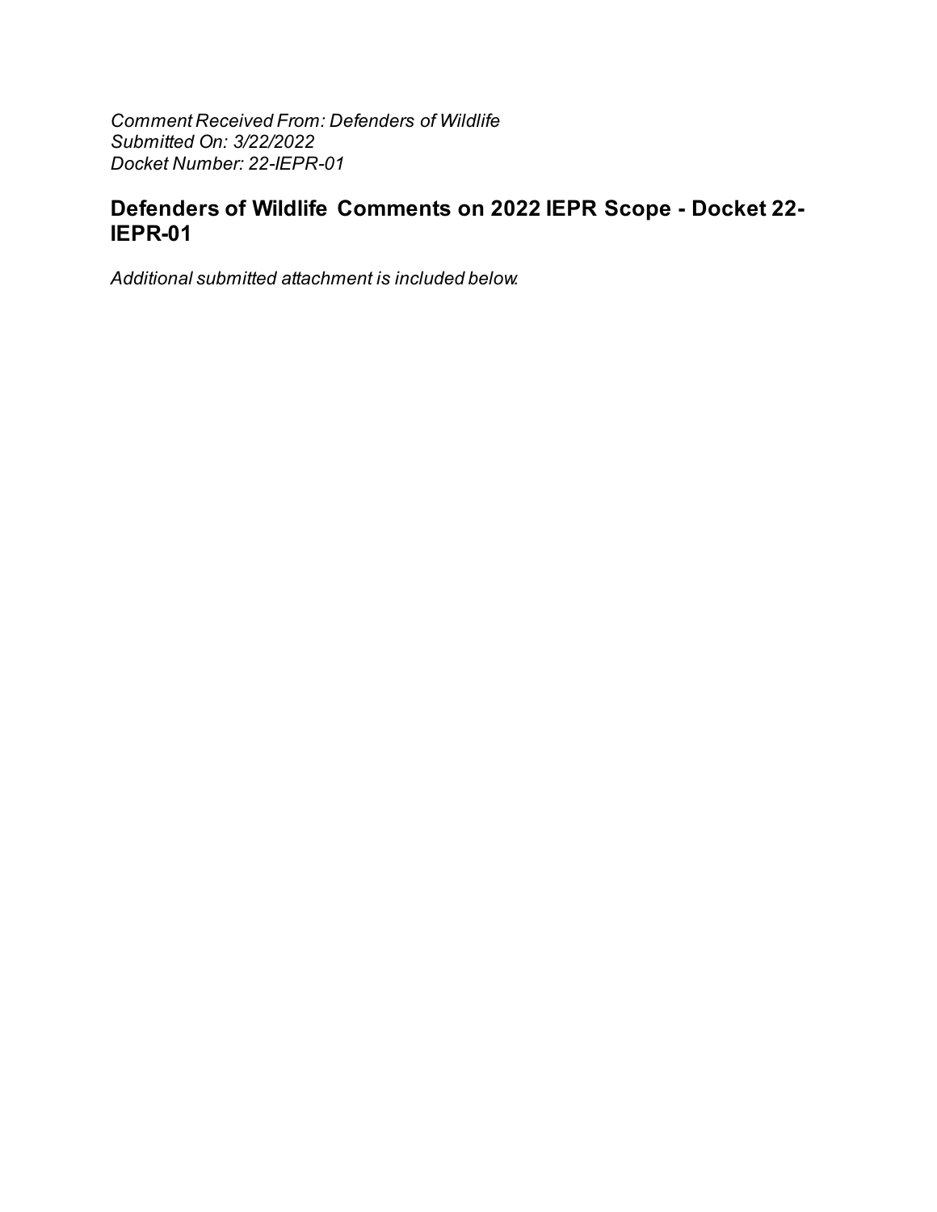*Comment Received From: Defenders of Wildlife*
*Submitted On: 3/22/2022*
*Docket Number: 22-IEPR-01*

## Defenders of Wildlife Comments on 2022 IEPR Scope - Docket 22-IEPR-01

*Additional submitted attachment is included below.*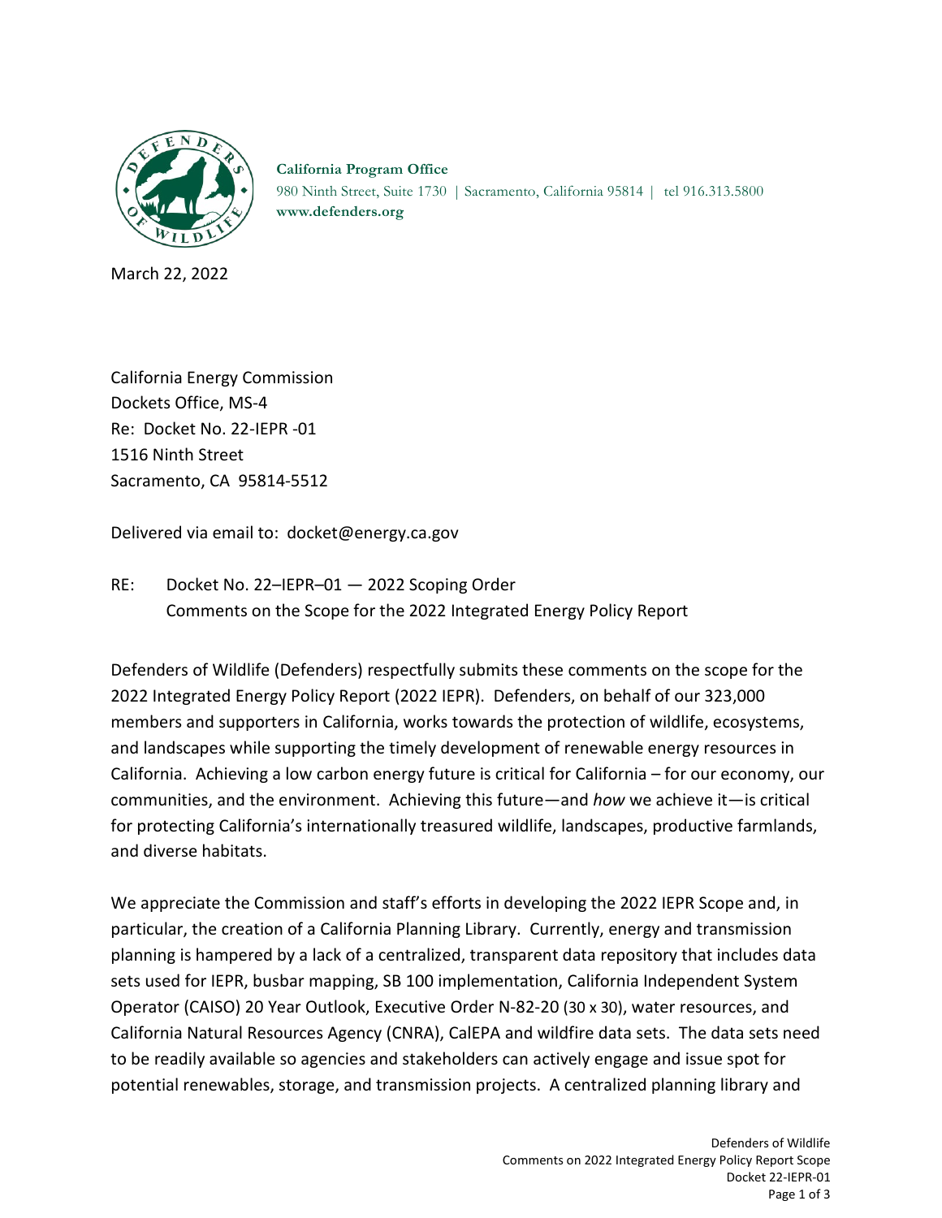**California Program Office**
980 Ninth Street, Suite 1730 | Sacramento, California 95814 | tel 916.313.5800
**www.defenders.org**

March 22, 2022

California Energy Commission
Dockets Office, MS-4
Re: Docket No. 22-IEPR -01
1516 Ninth Street
Sacramento, CA 95814-5512

Delivered via email to: docket@energy.ca.gov

RE: Docket No. 22–IEPR–01 — 2022 Scoping Order
Comments on the Scope for the 2022 Integrated Energy Policy Report

Defenders of Wildlife (Defenders) respectfully submits these comments on the scope for the 2022 Integrated Energy Policy Report (2022 IEPR). Defenders, on behalf of our 323,000 members and supporters in California, works towards the protection of wildlife, ecosystems, and landscapes while supporting the timely development of renewable energy resources in California. Achieving a low carbon energy future is critical for California – for our economy, our communities, and the environment. Achieving this future—and *how* we achieve it—is critical for protecting California's internationally treasured wildlife, landscapes, productive farmlands, and diverse habitats.

We appreciate the Commission and staff's efforts in developing the 2022 IEPR Scope and, in particular, the creation of a California Planning Library. Currently, energy and transmission planning is hampered by a lack of a centralized, transparent data repository that includes data sets used for IEPR, busbar mapping, SB 100 implementation, California Independent System Operator (CAISO) 20 Year Outlook, Executive Order N-82-20 (30 x 30), water resources, and California Natural Resources Agency (CNRA), CalEPA and wildfire data sets. The data sets need to be readily available so agencies and stakeholders can actively engage and issue spot for potential renewables, storage, and transmission projects. A centralized planning library and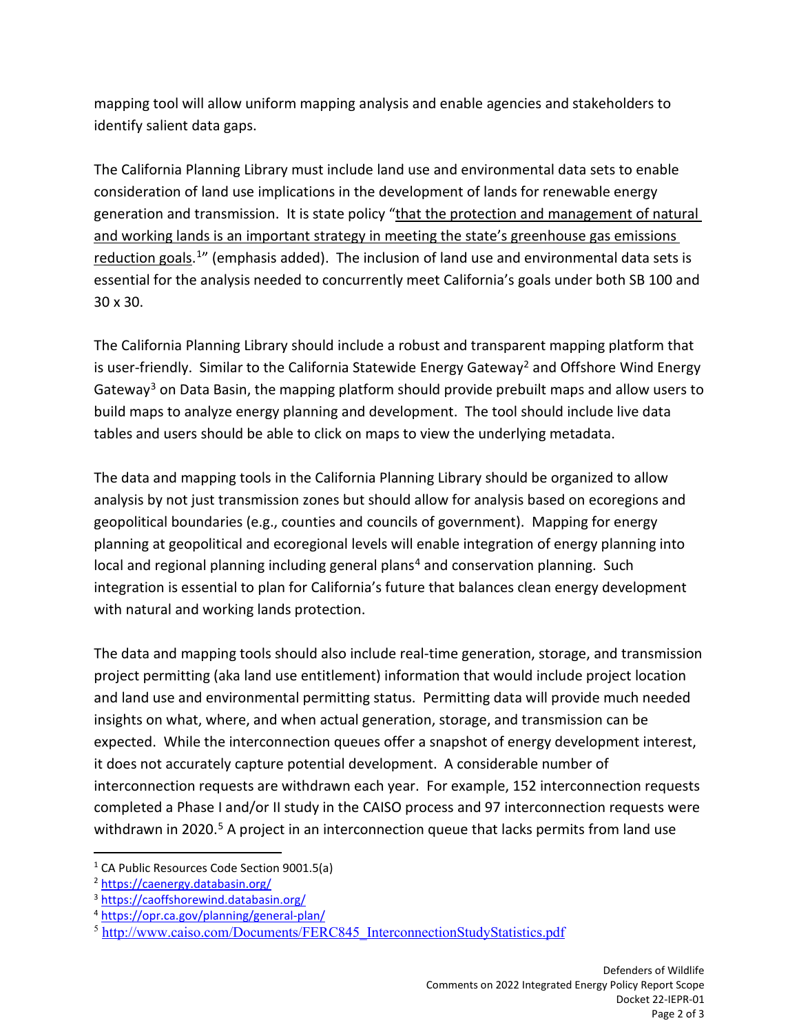mapping tool will allow uniform mapping analysis and enable agencies and stakeholders to identify salient data gaps.

The California Planning Library must include land use and environmental data sets to enable consideration of land use implications in the development of lands for renewable energy generation and transmission. It is state policy "that the protection and management of natural and working lands is an important strategy in meeting the state's greenhouse gas emissions reduction goals.[1]" (emphasis added). The inclusion of land use and environmental data sets is essential for the analysis needed to concurrently meet California's goals under both SB 100 and 30 x 30.

The California Planning Library should include a robust and transparent mapping platform that is user-friendly. Similar to the California Statewide Energy Gateway[2] and Offshore Wind Energy Gateway[3] on Data Basin, the mapping platform should provide prebuilt maps and allow users to build maps to analyze energy planning and development. The tool should include live data tables and users should be able to click on maps to view the underlying metadata.

The data and mapping tools in the California Planning Library should be organized to allow analysis by not just transmission zones but should allow for analysis based on ecoregions and geopolitical boundaries (e.g., counties and councils of government). Mapping for energy planning at geopolitical and ecoregional levels will enable integration of energy planning into local and regional planning including general plans[4] and conservation planning. Such integration is essential to plan for California's future that balances clean energy development with natural and working lands protection.

The data and mapping tools should also include real-time generation, storage, and transmission project permitting (aka land use entitlement) information that would include project location and land use and environmental permitting status. Permitting data will provide much needed insights on what, where, and when actual generation, storage, and transmission can be expected. While the interconnection queues offer a snapshot of energy development interest, it does not accurately capture potential development. A considerable number of interconnection requests are withdrawn each year. For example, 152 interconnection requests completed a Phase I and/or II study in the CAISO process and 97 interconnection requests were withdrawn in 2020.[5] A project in an interconnection queue that lacks permits from land use

---

[1] CA Public Resources Code Section 9001.5(a)

[2] https://caenergy.databasin.org/

[3] https://caoffshorewind.databasin.org/

[4] https://opr.ca.gov/planning/general-plan/

[5] http://www.caiso.com/Documents/FERC845_InterconnectionStudyStatistics.pdf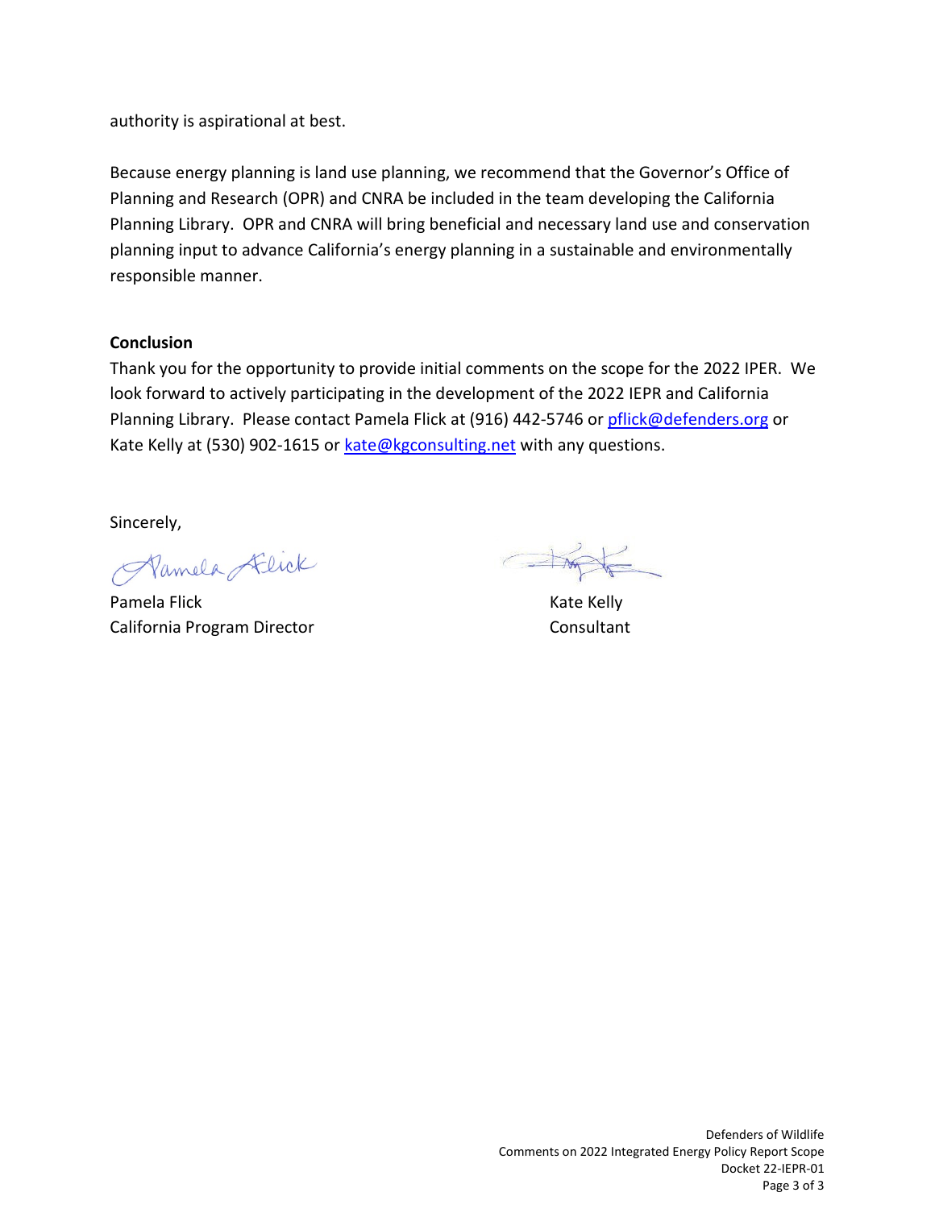authority is aspirational at best.

Because energy planning is land use planning, we recommend that the Governor's Office of Planning and Research (OPR) and CNRA be included in the team developing the California Planning Library. OPR and CNRA will bring beneficial and necessary land use and conservation planning input to advance California's energy planning in a sustainable and environmentally responsible manner.

**Conclusion**

Thank you for the opportunity to provide initial comments on the scope for the 2022 IPER. We look forward to actively participating in the development of the 2022 IEPR and California Planning Library. Please contact Pamela Flick at (916) 442-5746 or pflick@defenders.org or Kate Kelly at (530) 902-1615 or kate@kgconsulting.net with any questions.

Sincerely,

Pamela Flick
California Program Director

Kate Kelly
Consultant